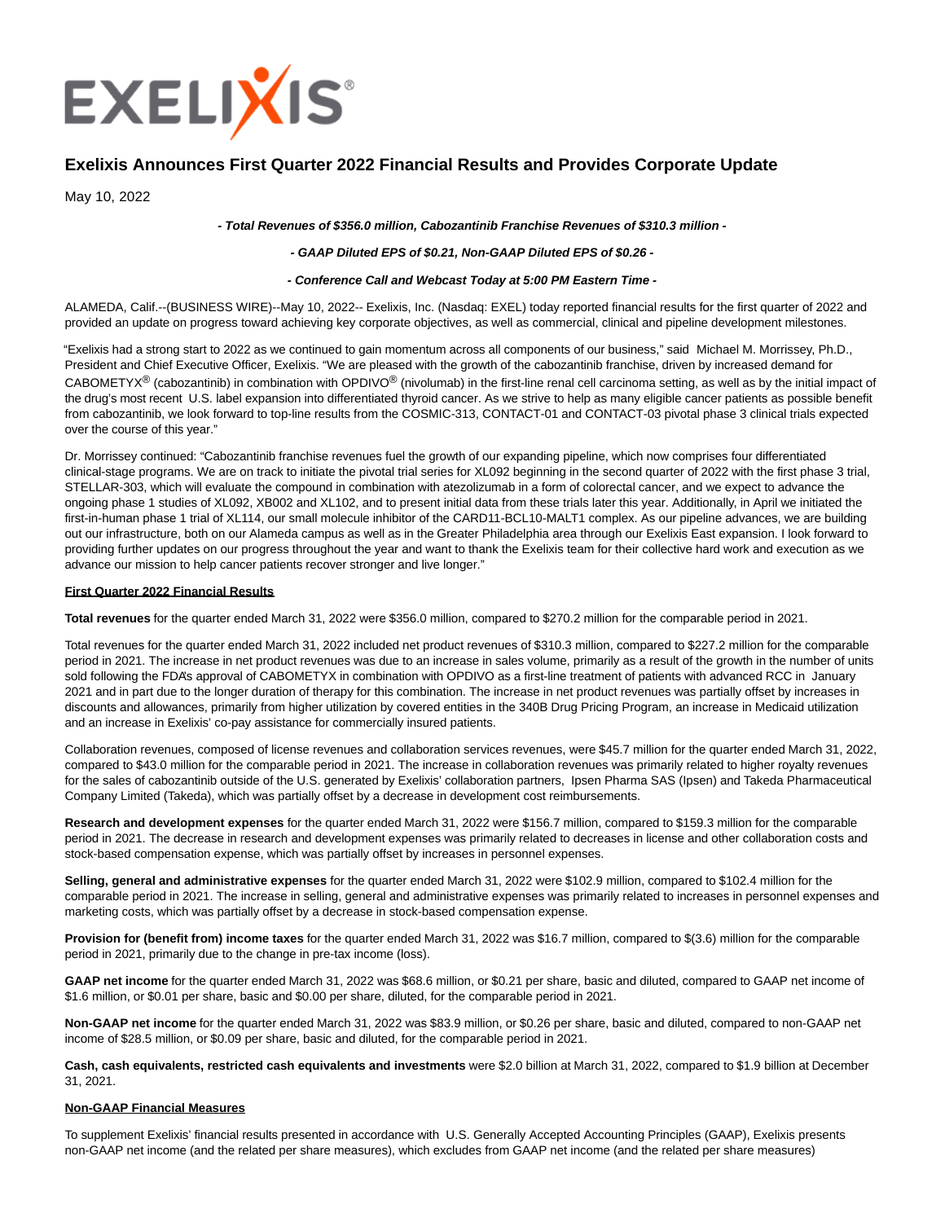EXELIXIS®

# Exelixis Announces First Quarter 2022 Financial Results and Provides Corporate Update

May 10, 2022

***- Total Revenues of $356.0 million, Cabozantinib Franchise Revenues of $310.3 million -***

***- GAAP Diluted EPS of $0.21, Non-GAAP Diluted EPS of $0.26 -***

***- Conference Call and Webcast Today at 5:00 PM Eastern Time -***

ALAMEDA, Calif.--(BUSINESS WIRE)--May 10, 2022-- Exelixis, Inc. (Nasdaq: EXEL) today reported financial results for the first quarter of 2022 and provided an update on progress toward achieving key corporate objectives, as well as commercial, clinical and pipeline development milestones.

"Exelixis had a strong start to 2022 as we continued to gain momentum across all components of our business," said Michael M. Morrissey, Ph.D., President and Chief Executive Officer, Exelixis. "We are pleased with the growth of the cabozantinib franchise, driven by increased demand for CABOMETYX® (cabozantinib) in combination with OPDIVO® (nivolumab) in the first-line renal cell carcinoma setting, as well as by the initial impact of the drug's most recent U.S. label expansion into differentiated thyroid cancer. As we strive to help as many eligible cancer patients as possible benefit from cabozantinib, we look forward to top-line results from the COSMIC-313, CONTACT-01 and CONTACT-03 pivotal phase 3 clinical trials expected over the course of this year."

Dr. Morrissey continued: "Cabozantinib franchise revenues fuel the growth of our expanding pipeline, which now comprises four differentiated clinical-stage programs. We are on track to initiate the pivotal trial series for XL092 beginning in the second quarter of 2022 with the first phase 3 trial, STELLAR-303, which will evaluate the compound in combination with atezolizumab in a form of colorectal cancer, and we expect to advance the ongoing phase 1 studies of XL092, XB002 and XL102, and to present initial data from these trials later this year. Additionally, in April we initiated the first-in-human phase 1 trial of XL114, our small molecule inhibitor of the CARD11-BCL10-MALT1 complex. As our pipeline advances, we are building out our infrastructure, both on our Alameda campus as well as in the Greater Philadelphia area through our Exelixis East expansion. I look forward to providing further updates on our progress throughout the year and want to thank the Exelixis team for their collective hard work and execution as we advance our mission to help cancer patients recover stronger and live longer."

## First Quarter 2022 Financial Results

**Total revenues** for the quarter ended March 31, 2022 were $356.0 million, compared to $270.2 million for the comparable period in 2021.

Total revenues for the quarter ended March 31, 2022 included net product revenues of $310.3 million, compared to $227.2 million for the comparable period in 2021. The increase in net product revenues was due to an increase in sales volume, primarily as a result of the growth in the number of units sold following the FDA's approval of CABOMETYX in combination with OPDIVO as a first-line treatment of patients with advanced RCC in January 2021 and in part due to the longer duration of therapy for this combination. The increase in net product revenues was partially offset by increases in discounts and allowances, primarily from higher utilization by covered entities in the 340B Drug Pricing Program, an increase in Medicaid utilization and an increase in Exelixis' co-pay assistance for commercially insured patients.

Collaboration revenues, composed of license revenues and collaboration services revenues, were $45.7 million for the quarter ended March 31, 2022, compared to $43.0 million for the comparable period in 2021. The increase in collaboration revenues was primarily related to higher royalty revenues for the sales of cabozantinib outside of the U.S. generated by Exelixis' collaboration partners, Ipsen Pharma SAS (Ipsen) and Takeda Pharmaceutical Company Limited (Takeda), which was partially offset by a decrease in development cost reimbursements.

**Research and development expenses** for the quarter ended March 31, 2022 were $156.7 million, compared to $159.3 million for the comparable period in 2021. The decrease in research and development expenses was primarily related to decreases in license and other collaboration costs and stock-based compensation expense, which was partially offset by increases in personnel expenses.

**Selling, general and administrative expenses** for the quarter ended March 31, 2022 were $102.9 million, compared to $102.4 million for the comparable period in 2021. The increase in selling, general and administrative expenses was primarily related to increases in personnel expenses and marketing costs, which was partially offset by a decrease in stock-based compensation expense.

**Provision for (benefit from) income taxes** for the quarter ended March 31, 2022 was $16.7 million, compared to $(3.6) million for the comparable period in 2021, primarily due to the change in pre-tax income (loss).

**GAAP net income** for the quarter ended March 31, 2022 was $68.6 million, or $0.21 per share, basic and diluted, compared to GAAP net income of $1.6 million, or $0.01 per share, basic and $0.00 per share, diluted, for the comparable period in 2021.

**Non-GAAP net income** for the quarter ended March 31, 2022 was $83.9 million, or $0.26 per share, basic and diluted, compared to non-GAAP net income of $28.5 million, or $0.09 per share, basic and diluted, for the comparable period in 2021.

**Cash, cash equivalents, restricted cash equivalents and investments** were $2.0 billion at March 31, 2022, compared to $1.9 billion at December 31, 2021.

## Non-GAAP Financial Measures

To supplement Exelixis' financial results presented in accordance with U.S. Generally Accepted Accounting Principles (GAAP), Exelixis presents non-GAAP net income (and the related per share measures), which excludes from GAAP net income (and the related per share measures)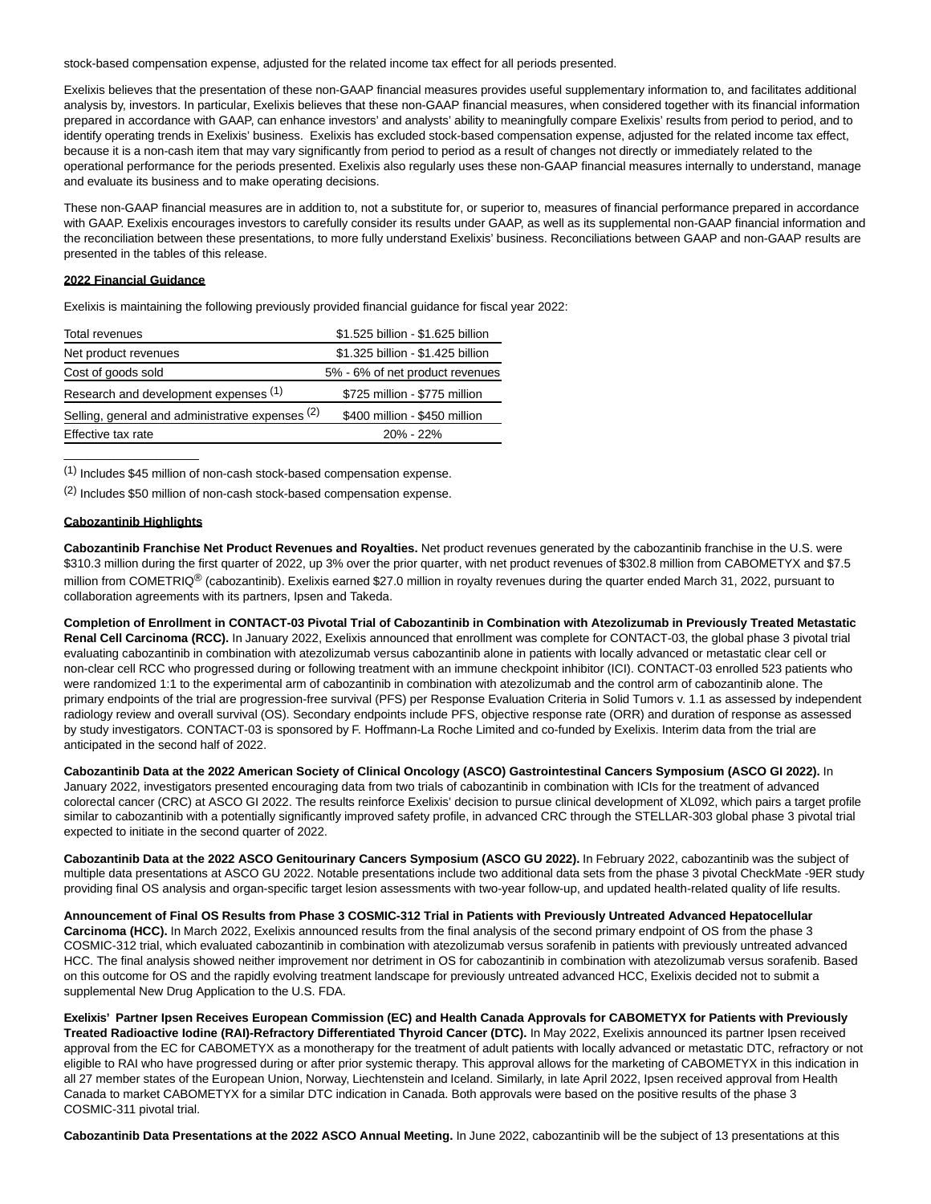stock-based compensation expense, adjusted for the related income tax effect for all periods presented.

Exelixis believes that the presentation of these non-GAAP financial measures provides useful supplementary information to, and facilitates additional analysis by, investors. In particular, Exelixis believes that these non-GAAP financial measures, when considered together with its financial information prepared in accordance with GAAP, can enhance investors' and analysts' ability to meaningfully compare Exelixis' results from period to period, and to identify operating trends in Exelixis' business. Exelixis has excluded stock-based compensation expense, adjusted for the related income tax effect, because it is a non-cash item that may vary significantly from period to period as a result of changes not directly or immediately related to the operational performance for the periods presented. Exelixis also regularly uses these non-GAAP financial measures internally to understand, manage and evaluate its business and to make operating decisions.

These non-GAAP financial measures are in addition to, not a substitute for, or superior to, measures of financial performance prepared in accordance with GAAP. Exelixis encourages investors to carefully consider its results under GAAP, as well as its supplemental non-GAAP financial information and the reconciliation between these presentations, to more fully understand Exelixis' business. Reconciliations between GAAP and non-GAAP results are presented in the tables of this release.

**2022 Financial Guidance**

Exelixis is maintaining the following previously provided financial guidance for fiscal year 2022:

| | |
|---|---|
| Total revenues | $1.525 billion - $1.625 billion |
| Net product revenues | $1.325 billion - $1.425 billion |
| Cost of goods sold | 5% - 6% of net product revenues |
| Research and development expenses [(1)] | $725 million - $775 million |
| Selling, general and administrative expenses [(2)] | $400 million - $450 million |
| Effective tax rate | 20% - 22% |

[(1)] Includes $45 million of non-cash stock-based compensation expense.

[(2)] Includes $50 million of non-cash stock-based compensation expense.

**Cabozantinib Highlights**

**Cabozantinib Franchise Net Product Revenues and Royalties.** Net product revenues generated by the cabozantinib franchise in the U.S. were $310.3 million during the first quarter of 2022, up 3% over the prior quarter, with net product revenues of $302.8 million from CABOMETYX and $7.5 million from COMETRIQ® (cabozantinib). Exelixis earned $27.0 million in royalty revenues during the quarter ended March 31, 2022, pursuant to collaboration agreements with its partners, Ipsen and Takeda.

**Completion of Enrollment in CONTACT-03 Pivotal Trial of Cabozantinib in Combination with Atezolizumab in Previously Treated Metastatic Renal Cell Carcinoma (RCC).** In January 2022, Exelixis announced that enrollment was complete for CONTACT-03, the global phase 3 pivotal trial evaluating cabozantinib in combination with atezolizumab versus cabozantinib alone in patients with locally advanced or metastatic clear cell or non-clear cell RCC who progressed during or following treatment with an immune checkpoint inhibitor (ICI). CONTACT-03 enrolled 523 patients who were randomized 1:1 to the experimental arm of cabozantinib in combination with atezolizumab and the control arm of cabozantinib alone. The primary endpoints of the trial are progression-free survival (PFS) per Response Evaluation Criteria in Solid Tumors v. 1.1 as assessed by independent radiology review and overall survival (OS). Secondary endpoints include PFS, objective response rate (ORR) and duration of response as assessed by study investigators. CONTACT-03 is sponsored by F. Hoffmann-La Roche Limited and co-funded by Exelixis. Interim data from the trial are anticipated in the second half of 2022.

**Cabozantinib Data at the 2022 American Society of Clinical Oncology (ASCO) Gastrointestinal Cancers Symposium (ASCO GI 2022).** In January 2022, investigators presented encouraging data from two trials of cabozantinib in combination with ICIs for the treatment of advanced colorectal cancer (CRC) at ASCO GI 2022. The results reinforce Exelixis' decision to pursue clinical development of XL092, which pairs a target profile similar to cabozantinib with a potentially significantly improved safety profile, in advanced CRC through the STELLAR-303 global phase 3 pivotal trial expected to initiate in the second quarter of 2022.

**Cabozantinib Data at the 2022 ASCO Genitourinary Cancers Symposium (ASCO GU 2022).** In February 2022, cabozantinib was the subject of multiple data presentations at ASCO GU 2022. Notable presentations include two additional data sets from the phase 3 pivotal CheckMate -9ER study providing final OS analysis and organ-specific target lesion assessments with two-year follow-up, and updated health-related quality of life results.

**Announcement of Final OS Results from Phase 3 COSMIC-312 Trial in Patients with Previously Untreated Advanced Hepatocellular Carcinoma (HCC).** In March 2022, Exelixis announced results from the final analysis of the second primary endpoint of OS from the phase 3 COSMIC-312 trial, which evaluated cabozantinib in combination with atezolizumab versus sorafenib in patients with previously untreated advanced HCC. The final analysis showed neither improvement nor detriment in OS for cabozantinib in combination with atezolizumab versus sorafenib. Based on this outcome for OS and the rapidly evolving treatment landscape for previously untreated advanced HCC, Exelixis decided not to submit a supplemental New Drug Application to the U.S. FDA.

**Exelixis' Partner Ipsen Receives European Commission (EC) and Health Canada Approvals for CABOMETYX for Patients with Previously Treated Radioactive Iodine (RAI)-Refractory Differentiated Thyroid Cancer (DTC).** In May 2022, Exelixis announced its partner Ipsen received approval from the EC for CABOMETYX as a monotherapy for the treatment of adult patients with locally advanced or metastatic DTC, refractory or not eligible to RAI who have progressed during or after prior systemic therapy. This approval allows for the marketing of CABOMETYX in this indication in all 27 member states of the European Union, Norway, Liechtenstein and Iceland. Similarly, in late April 2022, Ipsen received approval from Health Canada to market CABOMETYX for a similar DTC indication in Canada. Both approvals were based on the positive results of the phase 3 COSMIC-311 pivotal trial.

**Cabozantinib Data Presentations at the 2022 ASCO Annual Meeting.** In June 2022, cabozantinib will be the subject of 13 presentations at this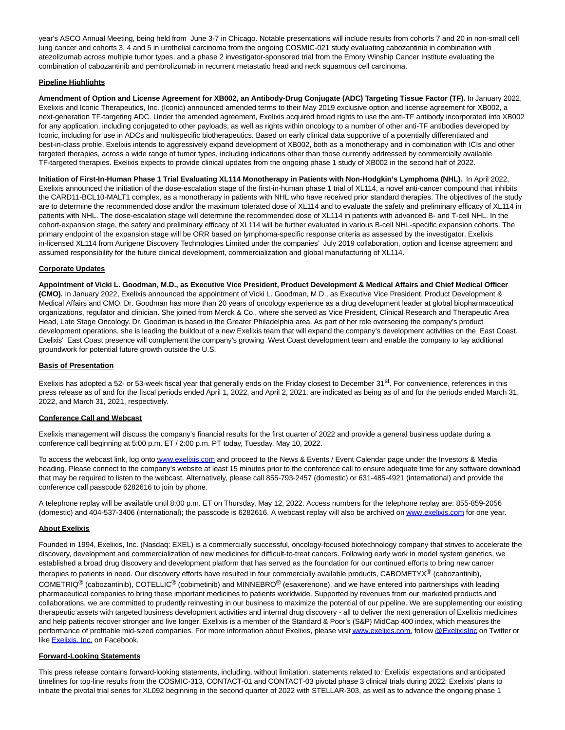year's ASCO Annual Meeting, being held from June 3-7 in Chicago. Notable presentations will include results from cohorts 7 and 20 in non-small cell lung cancer and cohorts 3, 4 and 5 in urothelial carcinoma from the ongoing COSMIC-021 study evaluating cabozantinib in combination with atezolizumab across multiple tumor types, and a phase 2 investigator-sponsored trial from the Emory Winship Cancer Institute evaluating the combination of cabozantinib and pembrolizumab in recurrent metastatic head and neck squamous cell carcinoma.

**Pipeline Highlights**

**Amendment of Option and License Agreement for XB002, an Antibody-Drug Conjugate (ADC) Targeting Tissue Factor (TF).** In January 2022, Exelixis and Iconic Therapeutics, Inc. (Iconic) announced amended terms to their May 2019 exclusive option and license agreement for XB002, a next-generation TF-targeting ADC. Under the amended agreement, Exelixis acquired broad rights to use the anti-TF antibody incorporated into XB002 for any application, including conjugated to other payloads, as well as rights within oncology to a number of other anti-TF antibodies developed by Iconic, including for use in ADCs and multispecific biotherapeutics. Based on early clinical data supportive of a potentially differentiated and best-in-class profile, Exelixis intends to aggressively expand development of XB002, both as a monotherapy and in combination with ICIs and other targeted therapies, across a wide range of tumor types, including indications other than those currently addressed by commercially available TF-targeted therapies. Exelixis expects to provide clinical updates from the ongoing phase 1 study of XB002 in the second half of 2022.

**Initiation of First-In-Human Phase 1 Trial Evaluating XL114 Monotherapy in Patients with Non-Hodgkin's Lymphoma (NHL).** In April 2022, Exelixis announced the initiation of the dose-escalation stage of the first-in-human phase 1 trial of XL114, a novel anti-cancer compound that inhibits the CARD11-BCL10-MALT1 complex, as a monotherapy in patients with NHL who have received prior standard therapies. The objectives of the study are to determine the recommended dose and/or the maximum tolerated dose of XL114 and to evaluate the safety and preliminary efficacy of XL114 in patients with NHL. The dose-escalation stage will determine the recommended dose of XL114 in patients with advanced B- and T-cell NHL. In the cohort-expansion stage, the safety and preliminary efficacy of XL114 will be further evaluated in various B-cell NHL-specific expansion cohorts. The primary endpoint of the expansion stage will be ORR based on lymphoma-specific response criteria as assessed by the investigator. Exelixis in-licensed XL114 from Aurigene Discovery Technologies Limited under the companies' July 2019 collaboration, option and license agreement and assumed responsibility for the future clinical development, commercialization and global manufacturing of XL114.

**Corporate Updates**

**Appointment of Vicki L. Goodman, M.D., as Executive Vice President, Product Development & Medical Affairs and Chief Medical Officer (CMO).** In January 2022, Exelixis announced the appointment of Vicki L. Goodman, M.D., as Executive Vice President, Product Development & Medical Affairs and CMO. Dr. Goodman has more than 20 years of oncology experience as a drug development leader at global biopharmaceutical organizations, regulator and clinician. She joined from Merck & Co., where she served as Vice President, Clinical Research and Therapeutic Area Head, Late Stage Oncology. Dr. Goodman is based in the Greater Philadelphia area. As part of her role overseeing the company's product development operations, she is leading the buildout of a new Exelixis team that will expand the company's development activities on the East Coast. Exelixis' East Coast presence will complement the company's growing West Coast development team and enable the company to lay additional groundwork for potential future growth outside the U.S.

**Basis of Presentation**

Exelixis has adopted a 52- or 53-week fiscal year that generally ends on the Friday closest to December 31st. For convenience, references in this press release as of and for the fiscal periods ended April 1, 2022, and April 2, 2021, are indicated as being as of and for the periods ended March 31, 2022, and March 31, 2021, respectively.

**Conference Call and Webcast**

Exelixis management will discuss the company's financial results for the first quarter of 2022 and provide a general business update during a conference call beginning at 5:00 p.m. ET / 2:00 p.m. PT today, Tuesday, May 10, 2022.

To access the webcast link, log onto www.exelixis.com and proceed to the News & Events / Event Calendar page under the Investors & Media heading. Please connect to the company's website at least 15 minutes prior to the conference call to ensure adequate time for any software download that may be required to listen to the webcast. Alternatively, please call 855-793-2457 (domestic) or 631-485-4921 (international) and provide the conference call passcode 6282616 to join by phone.

A telephone replay will be available until 8:00 p.m. ET on Thursday, May 12, 2022. Access numbers for the telephone replay are: 855-859-2056 (domestic) and 404-537-3406 (international); the passcode is 6282616. A webcast replay will also be archived on www.exelixis.com for one year.

**About Exelixis**

Founded in 1994, Exelixis, Inc. (Nasdaq: EXEL) is a commercially successful, oncology-focused biotechnology company that strives to accelerate the discovery, development and commercialization of new medicines for difficult-to-treat cancers. Following early work in model system genetics, we established a broad drug discovery and development platform that has served as the foundation for our continued efforts to bring new cancer therapies to patients in need. Our discovery efforts have resulted in four commercially available products, CABOMETYX® (cabozantinib), COMETRIQ® (cabozantinib), COTELLIC® (cobimetinib) and MINNEBRO® (esaxerenone), and we have entered into partnerships with leading pharmaceutical companies to bring these important medicines to patients worldwide. Supported by revenues from our marketed products and collaborations, we are committed to prudently reinvesting in our business to maximize the potential of our pipeline. We are supplementing our existing therapeutic assets with targeted business development activities and internal drug discovery - all to deliver the next generation of Exelixis medicines and help patients recover stronger and live longer. Exelixis is a member of the Standard & Poor's (S&P) MidCap 400 index, which measures the performance of profitable mid-sized companies. For more information about Exelixis, please visit www.exelixis.com, follow @ExelixisInc on Twitter or like Exelixis, Inc. on Facebook.

**Forward-Looking Statements**

This press release contains forward-looking statements, including, without limitation, statements related to: Exelixis' expectations and anticipated timelines for top-line results from the COSMIC-313, CONTACT-01 and CONTACT-03 pivotal phase 3 clinical trials during 2022; Exelixis' plans to initiate the pivotal trial series for XL092 beginning in the second quarter of 2022 with STELLAR-303, as well as to advance the ongoing phase 1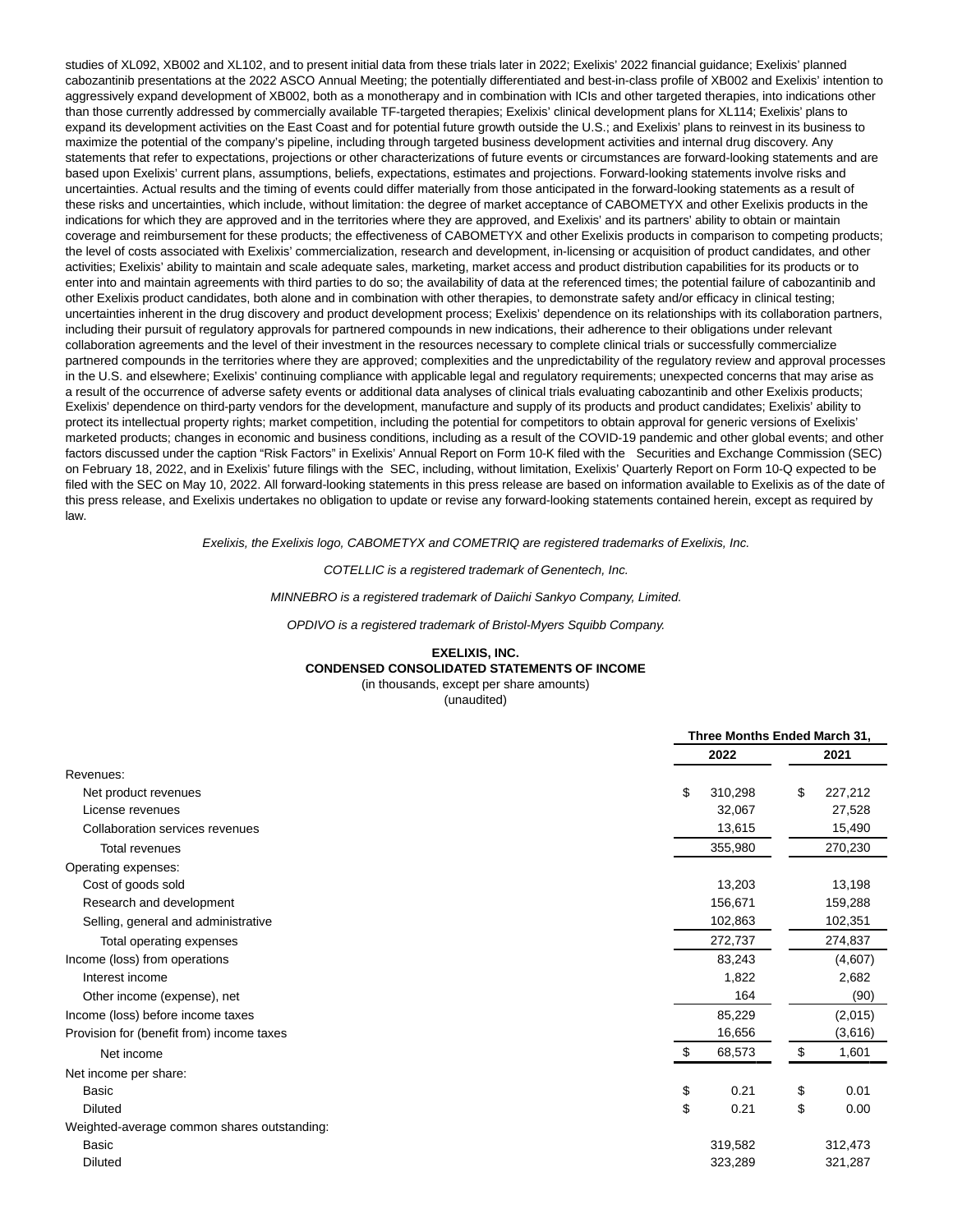studies of XL092, XB002 and XL102, and to present initial data from these trials later in 2022; Exelixis' 2022 financial guidance; Exelixis' planned cabozantinib presentations at the 2022 ASCO Annual Meeting; the potentially differentiated and best-in-class profile of XB002 and Exelixis' intention to aggressively expand development of XB002, both as a monotherapy and in combination with ICIs and other targeted therapies, into indications other than those currently addressed by commercially available TF-targeted therapies; Exelixis' clinical development plans for XL114; Exelixis' plans to expand its development activities on the East Coast and for potential future growth outside the U.S.; and Exelixis' plans to reinvest in its business to maximize the potential of the company's pipeline, including through targeted business development activities and internal drug discovery. Any statements that refer to expectations, projections or other characterizations of future events or circumstances are forward-looking statements and are based upon Exelixis' current plans, assumptions, beliefs, expectations, estimates and projections. Forward-looking statements involve risks and uncertainties. Actual results and the timing of events could differ materially from those anticipated in the forward-looking statements as a result of these risks and uncertainties, which include, without limitation: the degree of market acceptance of CABOMETYX and other Exelixis products in the indications for which they are approved and in the territories where they are approved, and Exelixis' and its partners' ability to obtain or maintain coverage and reimbursement for these products; the effectiveness of CABOMETYX and other Exelixis products in comparison to competing products; the level of costs associated with Exelixis' commercialization, research and development, in-licensing or acquisition of product candidates, and other activities; Exelixis' ability to maintain and scale adequate sales, marketing, market access and product distribution capabilities for its products or to enter into and maintain agreements with third parties to do so; the availability of data at the referenced times; the potential failure of cabozantinib and other Exelixis product candidates, both alone and in combination with other therapies, to demonstrate safety and/or efficacy in clinical testing; uncertainties inherent in the drug discovery and product development process; Exelixis' dependence on its relationships with its collaboration partners, including their pursuit of regulatory approvals for partnered compounds in new indications, their adherence to their obligations under relevant collaboration agreements and the level of their investment in the resources necessary to complete clinical trials or successfully commercialize partnered compounds in the territories where they are approved; complexities and the unpredictability of the regulatory review and approval processes in the U.S. and elsewhere; Exelixis' continuing compliance with applicable legal and regulatory requirements; unexpected concerns that may arise as a result of the occurrence of adverse safety events or additional data analyses of clinical trials evaluating cabozantinib and other Exelixis products; Exelixis' dependence on third-party vendors for the development, manufacture and supply of its products and product candidates; Exelixis' ability to protect its intellectual property rights; market competition, including the potential for competitors to obtain approval for generic versions of Exelixis' marketed products; changes in economic and business conditions, including as a result of the COVID-19 pandemic and other global events; and other factors discussed under the caption "Risk Factors" in Exelixis' Annual Report on Form 10-K filed with the Securities and Exchange Commission (SEC) on February 18, 2022, and in Exelixis' future filings with the SEC, including, without limitation, Exelixis' Quarterly Report on Form 10-Q expected to be filed with the SEC on May 10, 2022. All forward-looking statements in this press release are based on information available to Exelixis as of the date of this press release, and Exelixis undertakes no obligation to update or revise any forward-looking statements contained herein, except as required by law.

*Exelixis, the Exelixis logo, CABOMETYX and COMETRIQ are registered trademarks of Exelixis, Inc.*

*COTELLIC is a registered trademark of Genentech, Inc.*

*MINNEBRO is a registered trademark of Daiichi Sankyo Company, Limited.*

*OPDIVO is a registered trademark of Bristol-Myers Squibb Company.*

**EXELIXIS, INC.**
**CONDENSED CONSOLIDATED STATEMENTS OF INCOME**
(in thousands, except per share amounts)
(unaudited)

| | Three Months Ended March 31, | |
|---|---|---|
| | 2022 | 2021 |
| Revenues: | | |
| Net product revenues | $ 310,298 | $ 227,212 |
| License revenues | 32,067 | 27,528 |
| Collaboration services revenues | 13,615 | 15,490 |
| Total revenues | 355,980 | 270,230 |
| Operating expenses: | | |
| Cost of goods sold | 13,203 | 13,198 |
| Research and development | 156,671 | 159,288 |
| Selling, general and administrative | 102,863 | 102,351 |
| Total operating expenses | 272,737 | 274,837 |
| Income (loss) from operations | 83,243 | (4,607) |
| Interest income | 1,822 | 2,682 |
| Other income (expense), net | 164 | (90) |
| Income (loss) before income taxes | 85,229 | (2,015) |
| Provision for (benefit from) income taxes | 16,656 | (3,616) |
| Net income | $ 68,573 | $ 1,601 |
| Net income per share: | | |
| Basic | $ 0.21 | $ 0.01 |
| Diluted | $ 0.21 | $ 0.00 |
| Weighted-average common shares outstanding: | | |
| Basic | 319,582 | 312,473 |
| Diluted | 323,289 | 321,287 |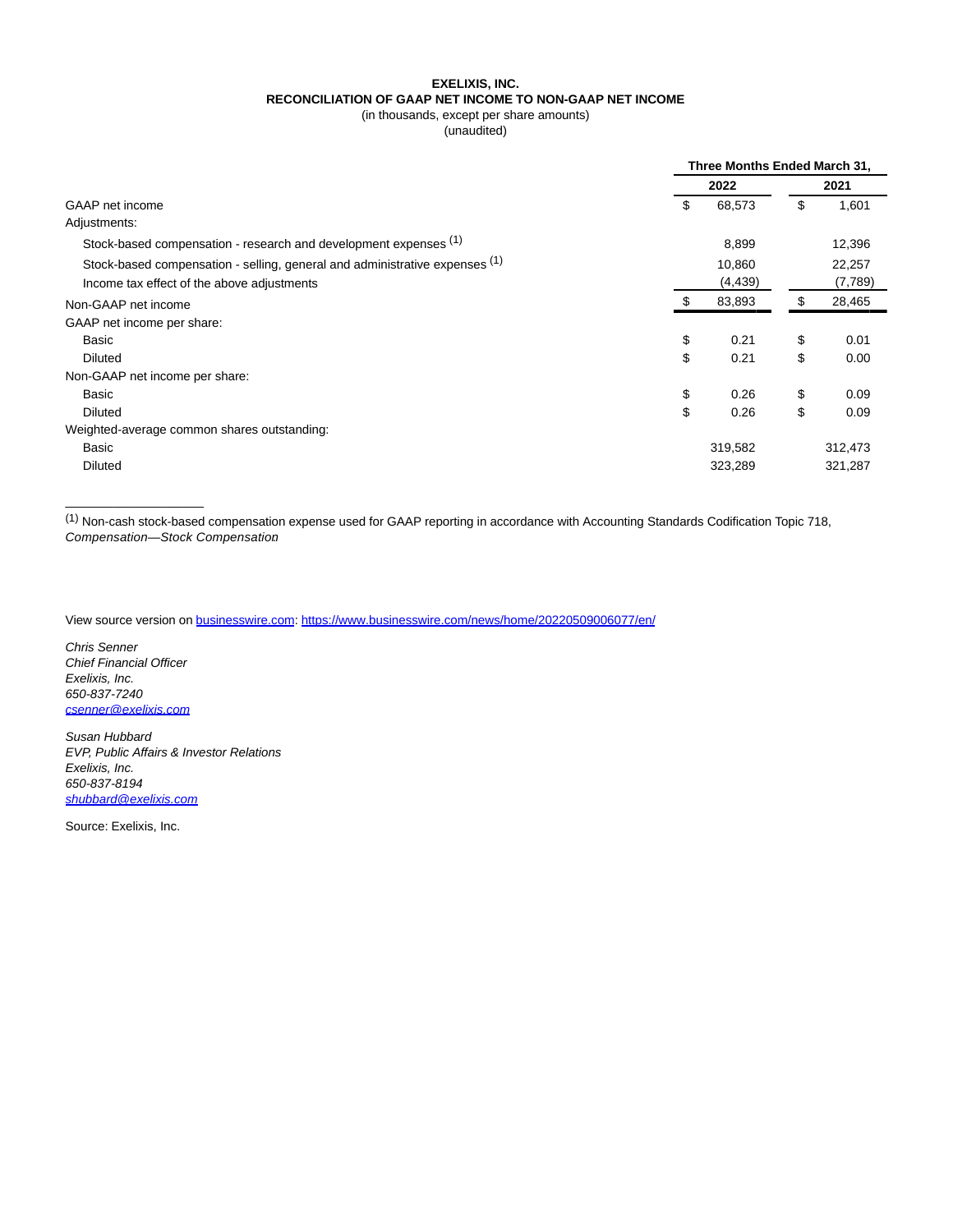**EXELIXIS, INC.**
**RECONCILIATION OF GAAP NET INCOME TO NON-GAAP NET INCOME**
(in thousands, except per share amounts)
(unaudited)

| | Three Months Ended March 31, | |
|---|---|---|
| | 2022 | 2021 |
| GAAP net income | $ 68,573 | $ 1,601 |
| Adjustments: | | |
| Stock-based compensation - research and development expenses [(1)] | 8,899 | 12,396 |
| Stock-based compensation - selling, general and administrative expenses [(1)] | 10,860 | 22,257 |
| Income tax effect of the above adjustments | (4,439) | (7,789) |
| Non-GAAP net income | $ 83,893 | $ 28,465 |
| GAAP net income per share: | | |
| Basic | $ 0.21 | $ 0.01 |
| Diluted | $ 0.21 | $ 0.00 |
| Non-GAAP net income per share: | | |
| Basic | $ 0.26 | $ 0.09 |
| Diluted | $ 0.26 | $ 0.09 |
| Weighted-average common shares outstanding: | | |
| Basic | 319,582 | 312,473 |
| Diluted | 323,289 | 321,287 |

---

[(1)] Non-cash stock-based compensation expense used for GAAP reporting in accordance with Accounting Standards Codification Topic 718, *Compensation—Stock Compensation*

View source version on businesswire.com: https://www.businesswire.com/news/home/20220509006077/en/

*Chris Senner*
*Chief Financial Officer*
*Exelixis, Inc.*
*650-837-7240*
*csenner@exelixis.com*

*Susan Hubbard*
*EVP, Public Affairs & Investor Relations*
*Exelixis, Inc.*
*650-837-8194*
*shubbard@exelixis.com*

Source: Exelixis, Inc.